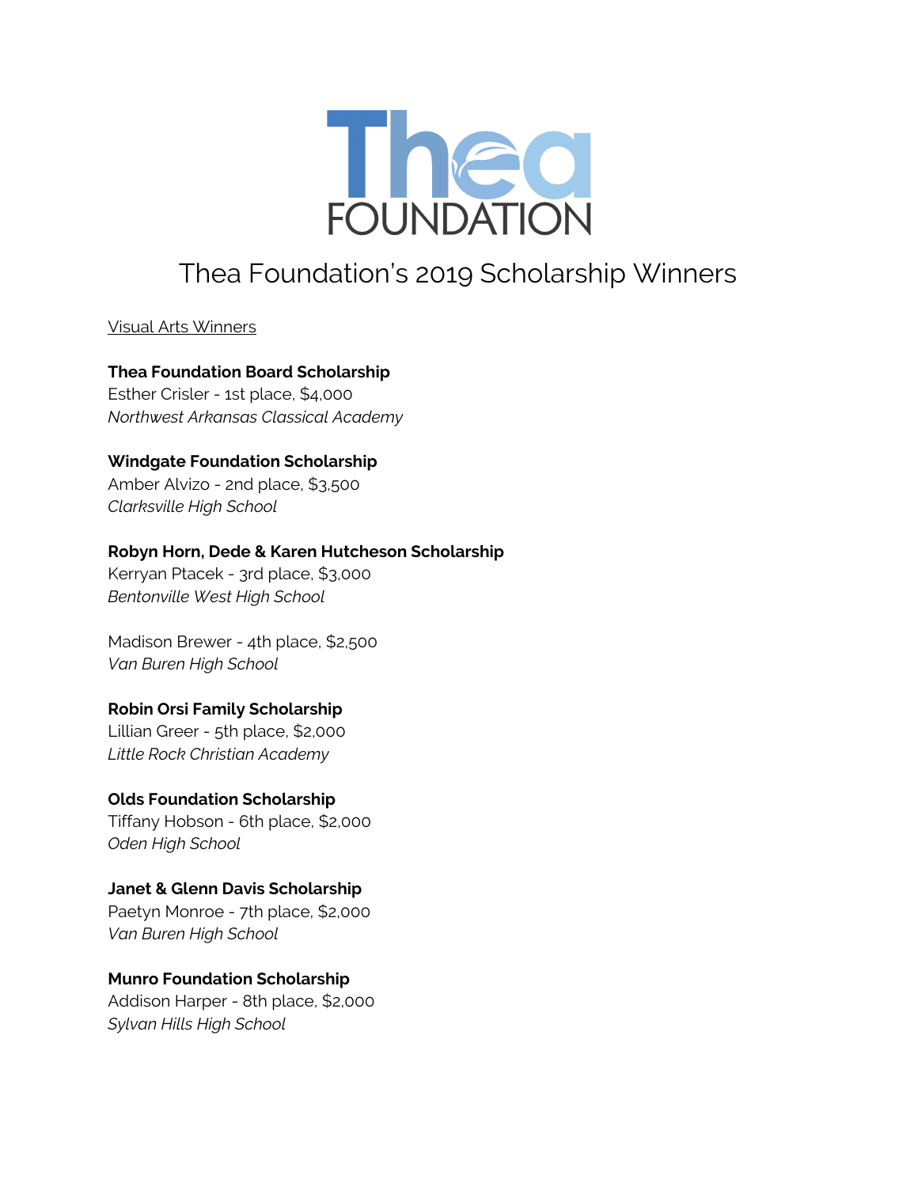Thea FOUNDATION

# Thea Foundation's 2019 Scholarship Winners

Visual Arts Winners

**Thea Foundation Board Scholarship**
Esther Crisler - 1st place, $4,000
*Northwest Arkansas Classical Academy*

**Windgate Foundation Scholarship**
Amber Alvizo - 2nd place, $3,500
*Clarksville High School*

**Robyn Horn, Dede & Karen Hutcheson Scholarship**
Kerryan Ptacek - 3rd place, $3,000
*Bentonville West High School*

Madison Brewer - 4th place, $2,500
*Van Buren High School*

**Robin Orsi Family Scholarship**
Lillian Greer - 5th place, $2,000
*Little Rock Christian Academy*

**Olds Foundation Scholarship**
Tiffany Hobson - 6th place, $2,000
*Oden High School*

**Janet & Glenn Davis Scholarship**
Paetyn Monroe - 7th place, $2,000
*Van Buren High School*

**Munro Foundation Scholarship**
Addison Harper - 8th place, $2,000
*Sylvan Hills High School*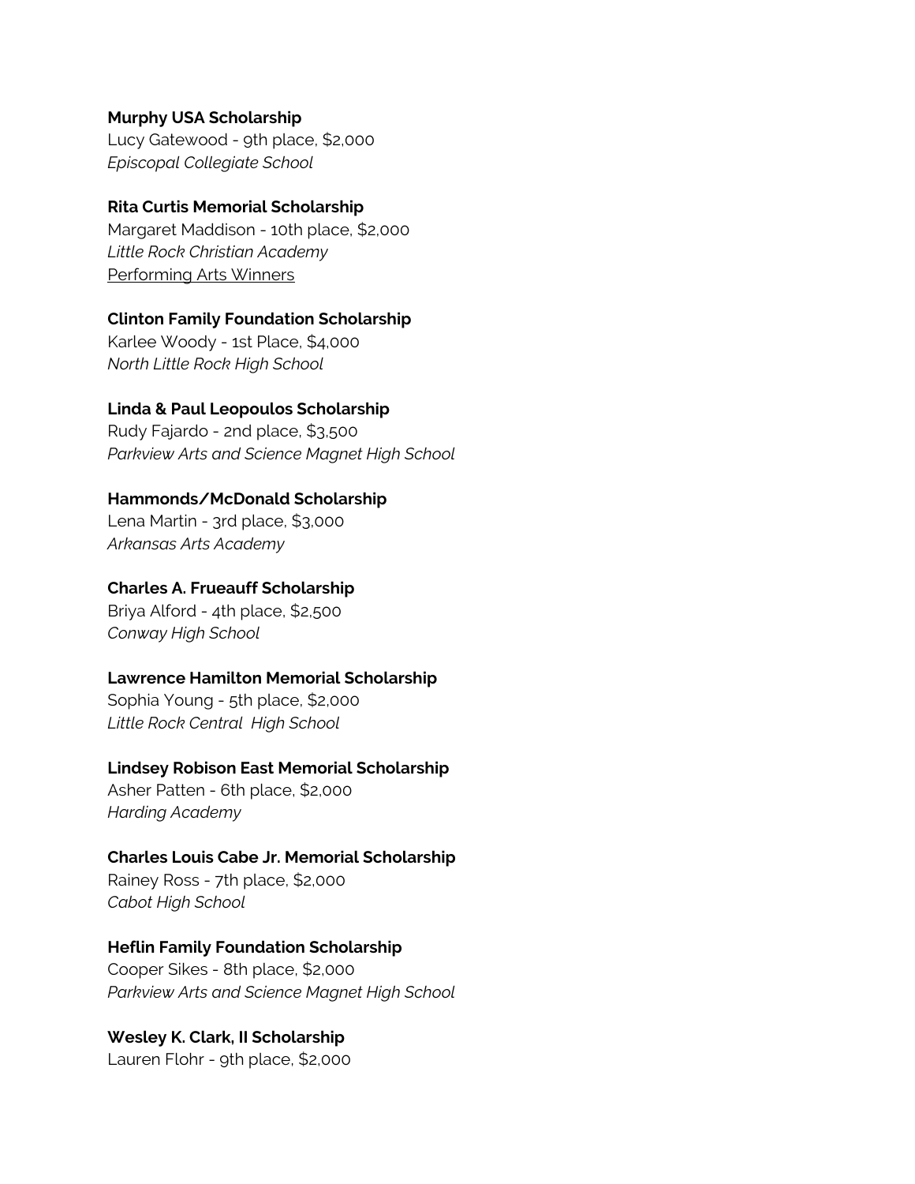**Murphy USA Scholarship**
Lucy Gatewood - 9th place, $2,000
*Episcopal Collegiate School*

**Rita Curtis Memorial Scholarship**
Margaret Maddison - 10th place, $2,000
*Little Rock Christian Academy*
<u>Performing Arts Winners</u>

**Clinton Family Foundation Scholarship**
Karlee Woody - 1st Place, $4,000
*North Little Rock High School*

**Linda & Paul Leopoulos Scholarship**
Rudy Fajardo - 2nd place, $3,500
*Parkview Arts and Science Magnet High School*

**Hammonds/McDonald Scholarship**
Lena Martin - 3rd place, $3,000
*Arkansas Arts Academy*

**Charles A. Frueauff Scholarship**
Briya Alford - 4th place, $2,500
*Conway High School*

**Lawrence Hamilton Memorial Scholarship**
Sophia Young - 5th place, $2,000
*Little Rock Central High School*

**Lindsey Robison East Memorial Scholarship**
Asher Patten - 6th place, $2,000
*Harding Academy*

**Charles Louis Cabe Jr. Memorial Scholarship**
Rainey Ross - 7th place, $2,000
*Cabot High School*

**Heflin Family Foundation Scholarship**
Cooper Sikes - 8th place, $2,000
*Parkview Arts and Science Magnet High School*

**Wesley K. Clark, II Scholarship**
Lauren Flohr - 9th place, $2,000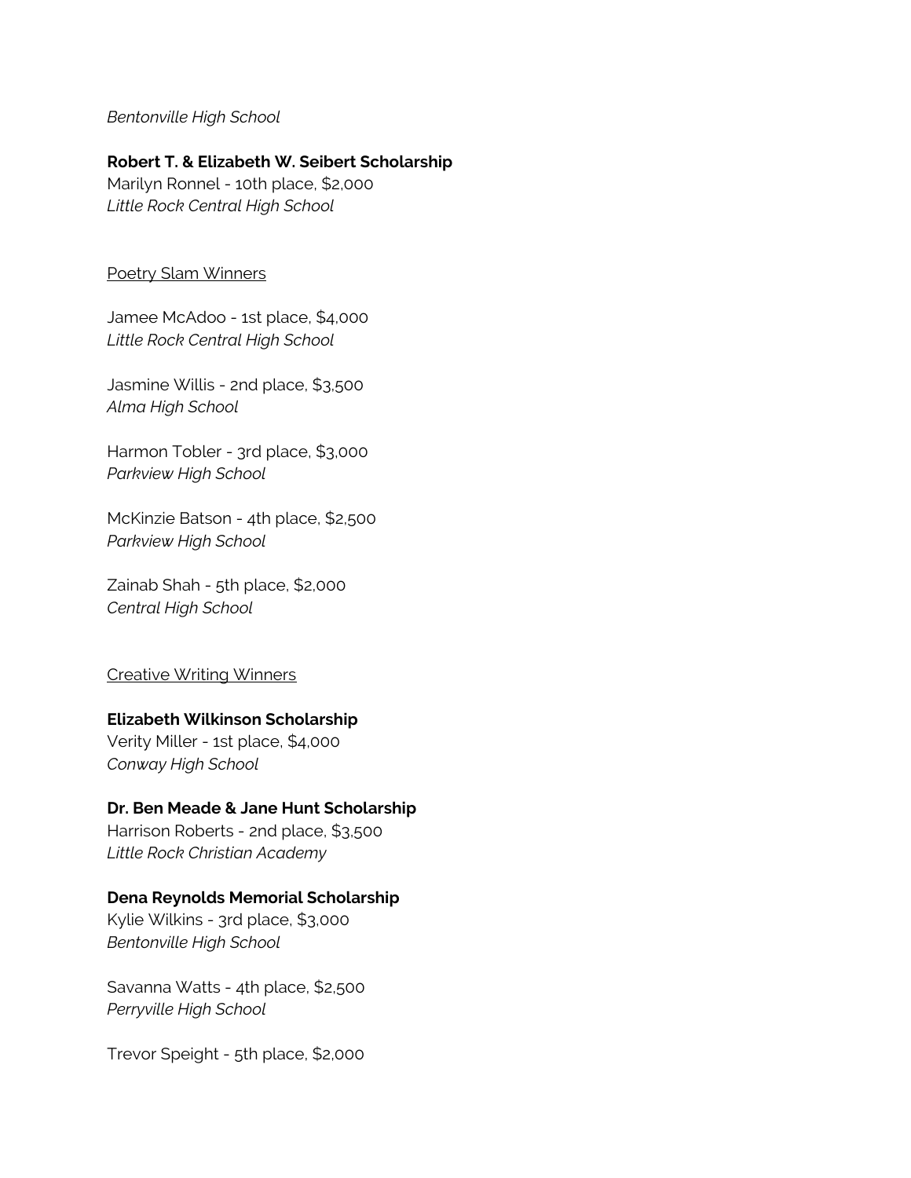*Bentonville High School*

**Robert T. & Elizabeth W. Seibert Scholarship**
Marilyn Ronnel - 10th place, $2,000
*Little Rock Central High School*

<u>Poetry Slam Winners</u>

Jamee McAdoo - 1st place, $4,000
*Little Rock Central High School*

Jasmine Willis - 2nd place, $3,500
*Alma High School*

Harmon Tobler - 3rd place, $3,000
*Parkview High School*

McKinzie Batson - 4th place, $2,500
*Parkview High School*

Zainab Shah - 5th place, $2,000
*Central High School*

<u>Creative Writing Winners</u>

**Elizabeth Wilkinson Scholarship**
Verity Miller - 1st place, $4,000
*Conway High School*

**Dr. Ben Meade & Jane Hunt Scholarship**
Harrison Roberts - 2nd place, $3,500
*Little Rock Christian Academy*

**Dena Reynolds Memorial Scholarship**
Kylie Wilkins - 3rd place, $3,000
*Bentonville High School*

Savanna Watts - 4th place, $2,500
*Perryville High School*

Trevor Speight - 5th place, $2,000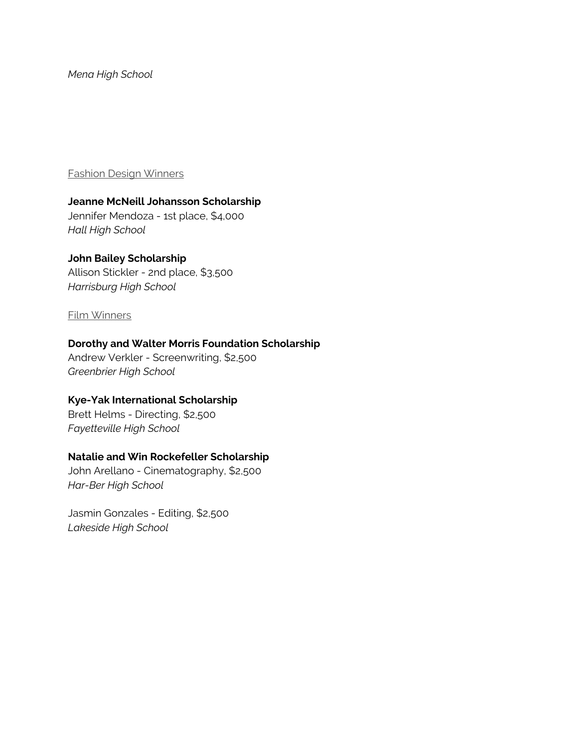*Mena High School*

Fashion Design Winners

**Jeanne McNeill Johansson Scholarship**
Jennifer Mendoza - 1st place, $4,000
*Hall High School*

**John Bailey Scholarship**
Allison Stickler - 2nd place, $3,500
*Harrisburg High School*

Film Winners

**Dorothy and Walter Morris Foundation Scholarship**
Andrew Verkler - Screenwriting, $2,500
*Greenbrier High School*

**Kye-Yak International Scholarship**
Brett Helms - Directing, $2,500
*Fayetteville High School*

**Natalie and Win Rockefeller Scholarship**
John Arellano - Cinematography, $2,500
*Har-Ber High School*

Jasmin Gonzales - Editing, $2,500
*Lakeside High School*